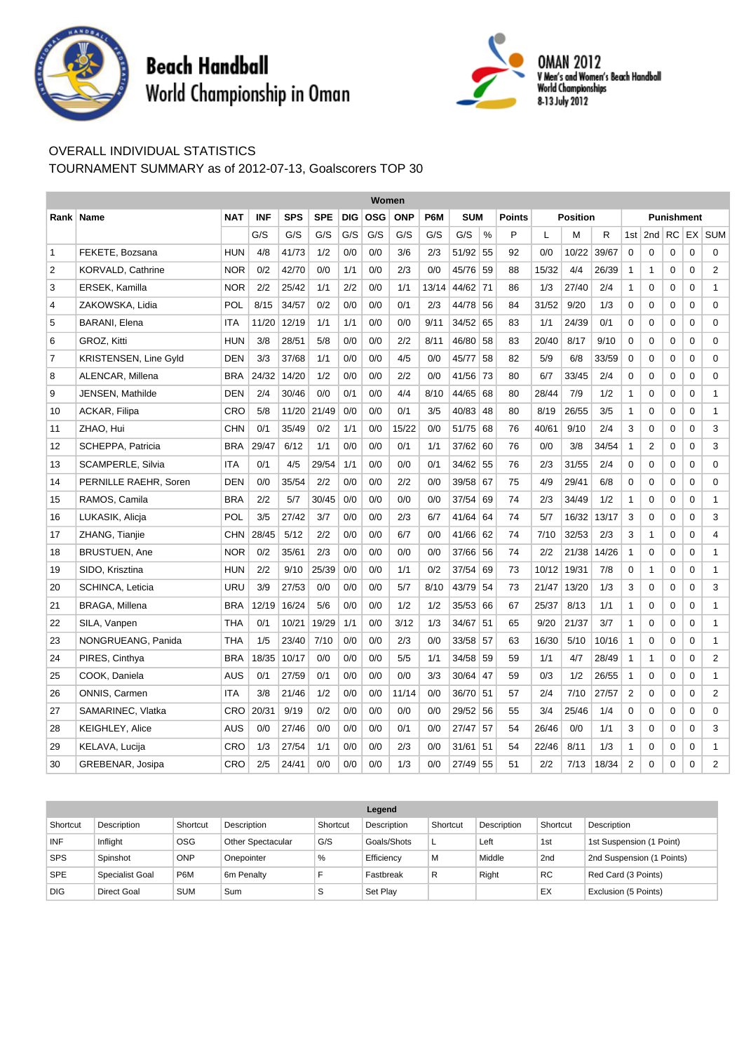# Beach Handball World Championship in Oman

OMAN 2012
V Men's and Women's Beach Handball World Championships
8-13 July 2012

OVERALL INDIVIDUAL STATISTICS

TOURNAMENT SUMMARY as of 2012-07-13, Goalscorers TOP 30

| Women | | | | | | | | | | | | | | | | | | | | | | |
|---|---|---|---|---|---|---|---|---|---|---|---|---|---|---|---|---|---|---|---|---|---|---|
| Rank | Name | NAT | INF | SPS | SPE | DIG | OSG | ONP | P6M | SUM | | Points | Position | | | Punishment | | | | |
| | | | G/S | G/S | G/S | G/S | G/S | G/S | G/S | G/S | % | P | L | M | R | 1st | 2nd | RC | EX | SUM |
| 1 | FEKETE, Bozsana | HUN | 4/8 | 41/73 | 1/2 | 0/0 | 0/0 | 3/6 | 2/3 | 51/92 | 55 | 92 | 0/0 | 10/22 | 39/67 | 0 | 0 | 0 | 0 | 0 |
| 2 | KORVALD, Cathrine | NOR | 0/2 | 42/70 | 0/0 | 1/1 | 0/0 | 2/3 | 0/0 | 45/76 | 59 | 88 | 15/32 | 4/4 | 26/39 | 1 | 1 | 0 | 0 | 2 |
| 3 | ERSEK, Kamilla | NOR | 2/2 | 25/42 | 1/1 | 2/2 | 0/0 | 1/1 | 13/14 | 44/62 | 71 | 86 | 1/3 | 27/40 | 2/4 | 1 | 0 | 0 | 0 | 1 |
| 4 | ZAKOWSKA, Lidia | POL | 8/15 | 34/57 | 0/2 | 0/0 | 0/0 | 0/1 | 2/3 | 44/78 | 56 | 84 | 31/52 | 9/20 | 1/3 | 0 | 0 | 0 | 0 | 0 |
| 5 | BARANI, Elena | ITA | 11/20 | 12/19 | 1/1 | 1/1 | 0/0 | 0/0 | 9/11 | 34/52 | 65 | 83 | 1/1 | 24/39 | 0/1 | 0 | 0 | 0 | 0 | 0 |
| 6 | GROZ, Kitti | HUN | 3/8 | 28/51 | 5/8 | 0/0 | 0/0 | 2/2 | 8/11 | 46/80 | 58 | 83 | 20/40 | 8/17 | 9/10 | 0 | 0 | 0 | 0 | 0 |
| 7 | KRISTENSEN, Line Gyld | DEN | 3/3 | 37/68 | 1/1 | 0/0 | 0/0 | 4/5 | 0/0 | 45/77 | 58 | 82 | 5/9 | 6/8 | 33/59 | 0 | 0 | 0 | 0 | 0 |
| 8 | ALENCAR, Millena | BRA | 24/32 | 14/20 | 1/2 | 0/0 | 0/0 | 2/2 | 0/0 | 41/56 | 73 | 80 | 6/7 | 33/45 | 2/4 | 0 | 0 | 0 | 0 | 0 |
| 9 | JENSEN, Mathilde | DEN | 2/4 | 30/46 | 0/0 | 0/1 | 0/0 | 4/4 | 8/10 | 44/65 | 68 | 80 | 28/44 | 7/9 | 1/2 | 1 | 0 | 0 | 0 | 1 |
| 10 | ACKAR, Filipa | CRO | 5/8 | 11/20 | 21/49 | 0/0 | 0/0 | 0/1 | 3/5 | 40/83 | 48 | 80 | 8/19 | 26/55 | 3/5 | 1 | 0 | 0 | 0 | 1 |
| 11 | ZHAO, Hui | CHN | 0/1 | 35/49 | 0/2 | 1/1 | 0/0 | 15/22 | 0/0 | 51/75 | 68 | 76 | 40/61 | 9/10 | 2/4 | 3 | 0 | 0 | 0 | 3 |
| 12 | SCHEPPA, Patricia | BRA | 29/47 | 6/12 | 1/1 | 0/0 | 0/0 | 0/1 | 1/1 | 37/62 | 60 | 76 | 0/0 | 3/8 | 34/54 | 1 | 2 | 0 | 0 | 3 |
| 13 | SCAMPERLE, Silvia | ITA | 0/1 | 4/5 | 29/54 | 1/1 | 0/0 | 0/0 | 0/1 | 34/62 | 55 | 76 | 2/3 | 31/55 | 2/4 | 0 | 0 | 0 | 0 | 0 |
| 14 | PERNILLE RAEHR, Soren | DEN | 0/0 | 35/54 | 2/2 | 0/0 | 0/0 | 2/2 | 0/0 | 39/58 | 67 | 75 | 4/9 | 29/41 | 6/8 | 0 | 0 | 0 | 0 | 0 |
| 15 | RAMOS, Camila | BRA | 2/2 | 5/7 | 30/45 | 0/0 | 0/0 | 0/0 | 0/0 | 37/54 | 69 | 74 | 2/3 | 34/49 | 1/2 | 1 | 0 | 0 | 0 | 1 |
| 16 | LUKASIK, Alicja | POL | 3/5 | 27/42 | 3/7 | 0/0 | 0/0 | 2/3 | 6/7 | 41/64 | 64 | 74 | 5/7 | 16/32 | 13/17 | 3 | 0 | 0 | 0 | 3 |
| 17 | ZHANG, Tianjie | CHN | 28/45 | 5/12 | 2/2 | 0/0 | 0/0 | 6/7 | 0/0 | 41/66 | 62 | 74 | 7/10 | 32/53 | 2/3 | 3 | 1 | 0 | 0 | 4 |
| 18 | BRUSTUEN, Ane | NOR | 0/2 | 35/61 | 2/3 | 0/0 | 0/0 | 0/0 | 0/0 | 37/66 | 56 | 74 | 2/2 | 21/38 | 14/26 | 1 | 0 | 0 | 0 | 1 |
| 19 | SIDO, Krisztina | HUN | 2/2 | 9/10 | 25/39 | 0/0 | 0/0 | 1/1 | 0/2 | 37/54 | 69 | 73 | 10/12 | 19/31 | 7/8 | 0 | 1 | 0 | 0 | 1 |
| 20 | SCHINCA, Leticia | URU | 3/9 | 27/53 | 0/0 | 0/0 | 0/0 | 5/7 | 8/10 | 43/79 | 54 | 73 | 21/47 | 13/20 | 1/3 | 3 | 0 | 0 | 0 | 3 |
| 21 | BRAGA, Millena | BRA | 12/19 | 16/24 | 5/6 | 0/0 | 0/0 | 1/2 | 1/2 | 35/53 | 66 | 67 | 25/37 | 8/13 | 1/1 | 1 | 0 | 0 | 0 | 1 |
| 22 | SILA, Vanpen | THA | 0/1 | 10/21 | 19/29 | 1/1 | 0/0 | 3/12 | 1/3 | 34/67 | 51 | 65 | 9/20 | 21/37 | 3/7 | 1 | 0 | 0 | 0 | 1 |
| 23 | NONGRUEANG, Panida | THA | 1/5 | 23/40 | 7/10 | 0/0 | 0/0 | 2/3 | 0/0 | 33/58 | 57 | 63 | 16/30 | 5/10 | 10/16 | 1 | 0 | 0 | 0 | 1 |
| 24 | PIRES, Cinthya | BRA | 18/35 | 10/17 | 0/0 | 0/0 | 0/0 | 5/5 | 1/1 | 34/58 | 59 | 59 | 1/1 | 4/7 | 28/49 | 1 | 1 | 0 | 0 | 2 |
| 25 | COOK, Daniela | AUS | 0/1 | 27/59 | 0/1 | 0/0 | 0/0 | 0/0 | 3/3 | 30/64 | 47 | 59 | 0/3 | 1/2 | 26/55 | 1 | 0 | 0 | 0 | 1 |
| 26 | ONNIS, Carmen | ITA | 3/8 | 21/46 | 1/2 | 0/0 | 0/0 | 11/14 | 0/0 | 36/70 | 51 | 57 | 2/4 | 7/10 | 27/57 | 2 | 0 | 0 | 0 | 2 |
| 27 | SAMARINEC, Vlatka | CRO | 20/31 | 9/19 | 0/2 | 0/0 | 0/0 | 0/0 | 0/0 | 29/52 | 56 | 55 | 3/4 | 25/46 | 1/4 | 0 | 0 | 0 | 0 | 0 |
| 28 | KEIGHLEY, Alice | AUS | 0/0 | 27/46 | 0/0 | 0/0 | 0/0 | 0/1 | 0/0 | 27/47 | 57 | 54 | 26/46 | 0/0 | 1/1 | 3 | 0 | 0 | 0 | 3 |
| 29 | KELAVA, Lucija | CRO | 1/3 | 27/54 | 1/1 | 0/0 | 0/0 | 2/3 | 0/0 | 31/61 | 51 | 54 | 22/46 | 8/11 | 1/3 | 1 | 0 | 0 | 0 | 1 |
| 30 | GREBENAR, Josipa | CRO | 2/5 | 24/41 | 0/0 | 0/0 | 0/0 | 1/3 | 0/0 | 27/49 | 55 | 51 | 2/2 | 7/13 | 18/34 | 2 | 0 | 0 | 0 | 2 |

| Legend | | | | | | | | | |
|---|---|---|---|---|---|---|---|---|---|
| Shortcut | Description | Shortcut | Description | Shortcut | Description | Shortcut | Description | Shortcut | Description |
| INF | Inflight | OSG | Other Spectacular | G/S | Goals/Shots | L | Left | 1st | 1st Suspension (1 Point) |
| SPS | Spinshot | ONP | Onepointer | % | Efficiency | M | Middle | 2nd | 2nd Suspension (1 Points) |
| SPE | Specialist Goal | P6M | 6m Penalty | F | Fastbreak | R | Right | RC | Red Card (3 Points) |
| DIG | Direct Goal | SUM | Sum | S | Set Play | | | EX | Exclusion (5 Points) |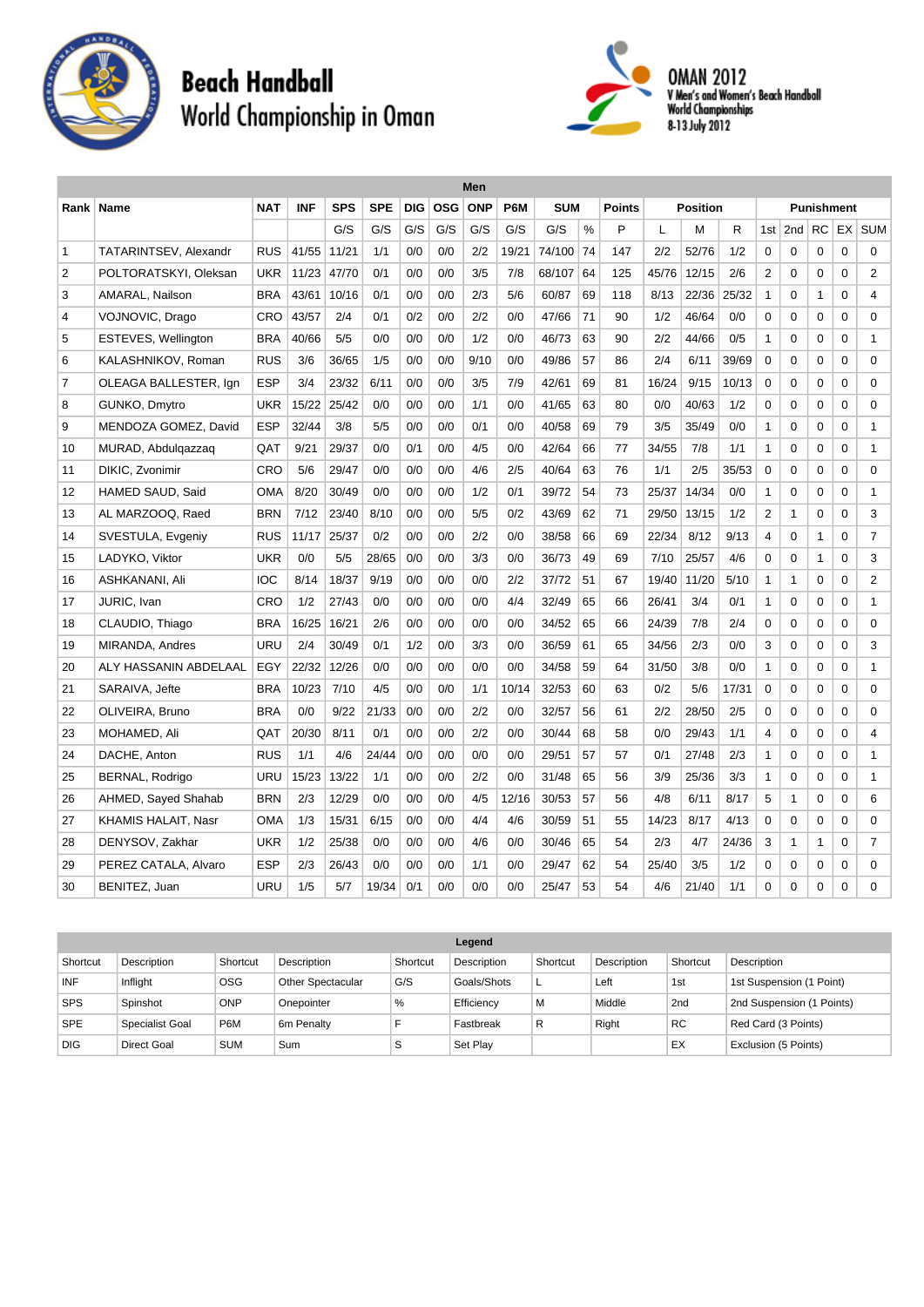# Beach Handball World Championship in Oman

OMAN 2012
V Men's and Women's Beach Handball World Championships
8-13 July 2012

| Men | | | | | | | | | | | | | | | | | | | | | | |
|---|---|---|---|---|---|---|---|---|---|---|---|---|---|---|---|---|---|---|---|---|---|---|
| Rank | Name | NAT | INF | SPS | SPE | DIG | OSG | ONP | P6M | SUM | | Points | Position | | | Punishment | | | | |
| | | | | G/S | G/S | G/S | G/S | G/S | G/S | G/S | % | P | L | M | R | 1st | 2nd | RC | EX | SUM |
| 1 | TATARINTSEV, Alexandr | RUS | 41/55 | 11/21 | 1/1 | 0/0 | 0/0 | 2/2 | 19/21 | 74/100 | 74 | 147 | 2/2 | 52/76 | 1/2 | 0 | 0 | 0 | 0 | 0 |
| 2 | POLTORATSKYI, Oleksan | UKR | 11/23 | 47/70 | 0/1 | 0/0 | 0/0 | 3/5 | 7/8 | 68/107 | 64 | 125 | 45/76 | 12/15 | 2/6 | 2 | 0 | 0 | 0 | 2 |
| 3 | AMARAL, Nailson | BRA | 43/61 | 10/16 | 0/1 | 0/0 | 0/0 | 2/3 | 5/6 | 60/87 | 69 | 118 | 8/13 | 22/36 | 25/32 | 1 | 0 | 1 | 0 | 4 |
| 4 | VOJNOVIC, Drago | CRO | 43/57 | 2/4 | 0/1 | 0/2 | 0/0 | 2/2 | 0/0 | 47/66 | 71 | 90 | 1/2 | 46/64 | 0/0 | 0 | 0 | 0 | 0 | 0 |
| 5 | ESTEVES, Wellington | BRA | 40/66 | 5/5 | 0/0 | 0/0 | 0/0 | 1/2 | 0/0 | 46/73 | 63 | 90 | 2/2 | 44/66 | 0/5 | 1 | 0 | 0 | 0 | 1 |
| 6 | KALASHNIKOV, Roman | RUS | 3/6 | 36/65 | 1/5 | 0/0 | 0/0 | 9/10 | 0/0 | 49/86 | 57 | 86 | 2/4 | 6/11 | 39/69 | 0 | 0 | 0 | 0 | 0 |
| 7 | OLEAGA BALLESTER, Ign | ESP | 3/4 | 23/32 | 6/11 | 0/0 | 0/0 | 3/5 | 7/9 | 42/61 | 69 | 81 | 16/24 | 9/15 | 10/13 | 0 | 0 | 0 | 0 | 0 |
| 8 | GUNKO, Dmytro | UKR | 15/22 | 25/42 | 0/0 | 0/0 | 0/0 | 1/1 | 0/0 | 41/65 | 63 | 80 | 0/0 | 40/63 | 1/2 | 0 | 0 | 0 | 0 | 0 |
| 9 | MENDOZA GOMEZ, David | ESP | 32/44 | 3/8 | 5/5 | 0/0 | 0/0 | 0/1 | 0/0 | 40/58 | 69 | 79 | 3/5 | 35/49 | 0/0 | 1 | 0 | 0 | 0 | 1 |
| 10 | MURAD, Abdulqazzaq | QAT | 9/21 | 29/37 | 0/0 | 0/1 | 0/0 | 4/5 | 0/0 | 42/64 | 66 | 77 | 34/55 | 7/8 | 1/1 | 1 | 0 | 0 | 0 | 1 |
| 11 | DIKIC, Zvonimir | CRO | 5/6 | 29/47 | 0/0 | 0/0 | 0/0 | 4/6 | 2/5 | 40/64 | 63 | 76 | 1/1 | 2/5 | 35/53 | 0 | 0 | 0 | 0 | 0 |
| 12 | HAMED SAUD, Said | OMA | 8/20 | 30/49 | 0/0 | 0/0 | 0/0 | 1/2 | 0/1 | 39/72 | 54 | 73 | 25/37 | 14/34 | 0/0 | 1 | 0 | 0 | 0 | 1 |
| 13 | AL MARZOOQ, Raed | BRN | 7/12 | 23/40 | 8/10 | 0/0 | 0/0 | 5/5 | 0/2 | 43/69 | 62 | 71 | 29/50 | 13/15 | 1/2 | 2 | 1 | 0 | 0 | 3 |
| 14 | SVESTULA, Evgeniy | RUS | 11/17 | 25/37 | 0/2 | 0/0 | 0/0 | 2/2 | 0/0 | 38/58 | 66 | 69 | 22/34 | 8/12 | 9/13 | 4 | 0 | 1 | 0 | 7 |
| 15 | LADYKO, Viktor | UKR | 0/0 | 5/5 | 28/65 | 0/0 | 0/0 | 3/3 | 0/0 | 36/73 | 49 | 69 | 7/10 | 25/57 | 4/6 | 0 | 0 | 1 | 0 | 3 |
| 16 | ASHKANANI, Ali | IOC | 8/14 | 18/37 | 9/19 | 0/0 | 0/0 | 0/0 | 2/2 | 37/72 | 51 | 67 | 19/40 | 11/20 | 5/10 | 1 | 1 | 0 | 0 | 2 |
| 17 | JURIC, Ivan | CRO | 1/2 | 27/43 | 0/0 | 0/0 | 0/0 | 0/0 | 4/4 | 32/49 | 65 | 66 | 26/41 | 3/4 | 0/1 | 1 | 0 | 0 | 0 | 1 |
| 18 | CLAUDIO, Thiago | BRA | 16/25 | 16/21 | 2/6 | 0/0 | 0/0 | 0/0 | 0/0 | 34/52 | 65 | 66 | 24/39 | 7/8 | 2/4 | 0 | 0 | 0 | 0 | 0 |
| 19 | MIRANDA, Andres | URU | 2/4 | 30/49 | 0/1 | 1/2 | 0/0 | 3/3 | 0/0 | 36/59 | 61 | 65 | 34/56 | 2/3 | 0/0 | 3 | 0 | 0 | 0 | 3 |
| 20 | ALY HASSANIN ABDELAAL | EGY | 22/32 | 12/26 | 0/0 | 0/0 | 0/0 | 0/0 | 0/0 | 34/58 | 59 | 64 | 31/50 | 3/8 | 0/0 | 1 | 0 | 0 | 0 | 1 |
| 21 | SARAIVA, Jefte | BRA | 10/23 | 7/10 | 4/5 | 0/0 | 0/0 | 1/1 | 10/14 | 32/53 | 60 | 63 | 0/2 | 5/6 | 17/31 | 0 | 0 | 0 | 0 | 0 |
| 22 | OLIVEIRA, Bruno | BRA | 0/0 | 9/22 | 21/33 | 0/0 | 0/0 | 2/2 | 0/0 | 32/57 | 56 | 61 | 2/2 | 28/50 | 2/5 | 0 | 0 | 0 | 0 | 0 |
| 23 | MOHAMED, Ali | QAT | 20/30 | 8/11 | 0/1 | 0/0 | 0/0 | 2/2 | 0/0 | 30/44 | 68 | 58 | 0/0 | 29/43 | 1/1 | 4 | 0 | 0 | 0 | 4 |
| 24 | DACHE, Anton | RUS | 1/1 | 4/6 | 24/44 | 0/0 | 0/0 | 0/0 | 0/0 | 29/51 | 57 | 57 | 0/1 | 27/48 | 2/3 | 1 | 0 | 0 | 0 | 1 |
| 25 | BERNAL, Rodrigo | URU | 15/23 | 13/22 | 1/1 | 0/0 | 0/0 | 2/2 | 0/0 | 31/48 | 65 | 56 | 3/9 | 25/36 | 3/3 | 1 | 0 | 0 | 0 | 1 |
| 26 | AHMED, Sayed Shahab | BRN | 2/3 | 12/29 | 0/0 | 0/0 | 0/0 | 4/5 | 12/16 | 30/53 | 57 | 56 | 4/8 | 6/11 | 8/17 | 5 | 1 | 0 | 0 | 6 |
| 27 | KHAMIS HALAIT, Nasr | OMA | 1/3 | 15/31 | 6/15 | 0/0 | 0/0 | 4/4 | 4/6 | 30/59 | 51 | 55 | 14/23 | 8/17 | 4/13 | 0 | 0 | 0 | 0 | 0 |
| 28 | DENYSOV, Zakhar | UKR | 1/2 | 25/38 | 0/0 | 0/0 | 0/0 | 4/6 | 0/0 | 30/46 | 65 | 54 | 2/3 | 4/7 | 24/36 | 3 | 1 | 1 | 0 | 7 |
| 29 | PEREZ CATALA, Alvaro | ESP | 2/3 | 26/43 | 0/0 | 0/0 | 0/0 | 1/1 | 0/0 | 29/47 | 62 | 54 | 25/40 | 3/5 | 1/2 | 0 | 0 | 0 | 0 | 0 |
| 30 | BENITEZ, Juan | URU | 1/5 | 5/7 | 19/34 | 0/1 | 0/0 | 0/0 | 0/0 | 25/47 | 53 | 54 | 4/6 | 21/40 | 1/1 | 0 | 0 | 0 | 0 | 0 |

| Legend | | | | | | | | | |
|---|---|---|---|---|---|---|---|---|---|
| Shortcut | Description | Shortcut | Description | Shortcut | Description | Shortcut | Description | Shortcut | Description |
| INF | Inflight | OSG | Other Spectacular | G/S | Goals/Shots | L | Left | 1st | 1st Suspension (1 Point) |
| SPS | Spinshot | ONP | Onepointer | % | Efficiency | M | Middle | 2nd | 2nd Suspension (1 Points) |
| SPE | Specialist Goal | P6M | 6m Penalty | F | Fastbreak | R | Right | RC | Red Card (3 Points) |
| DIG | Direct Goal | SUM | Sum | S | Set Play | | | EX | Exclusion (5 Points) |